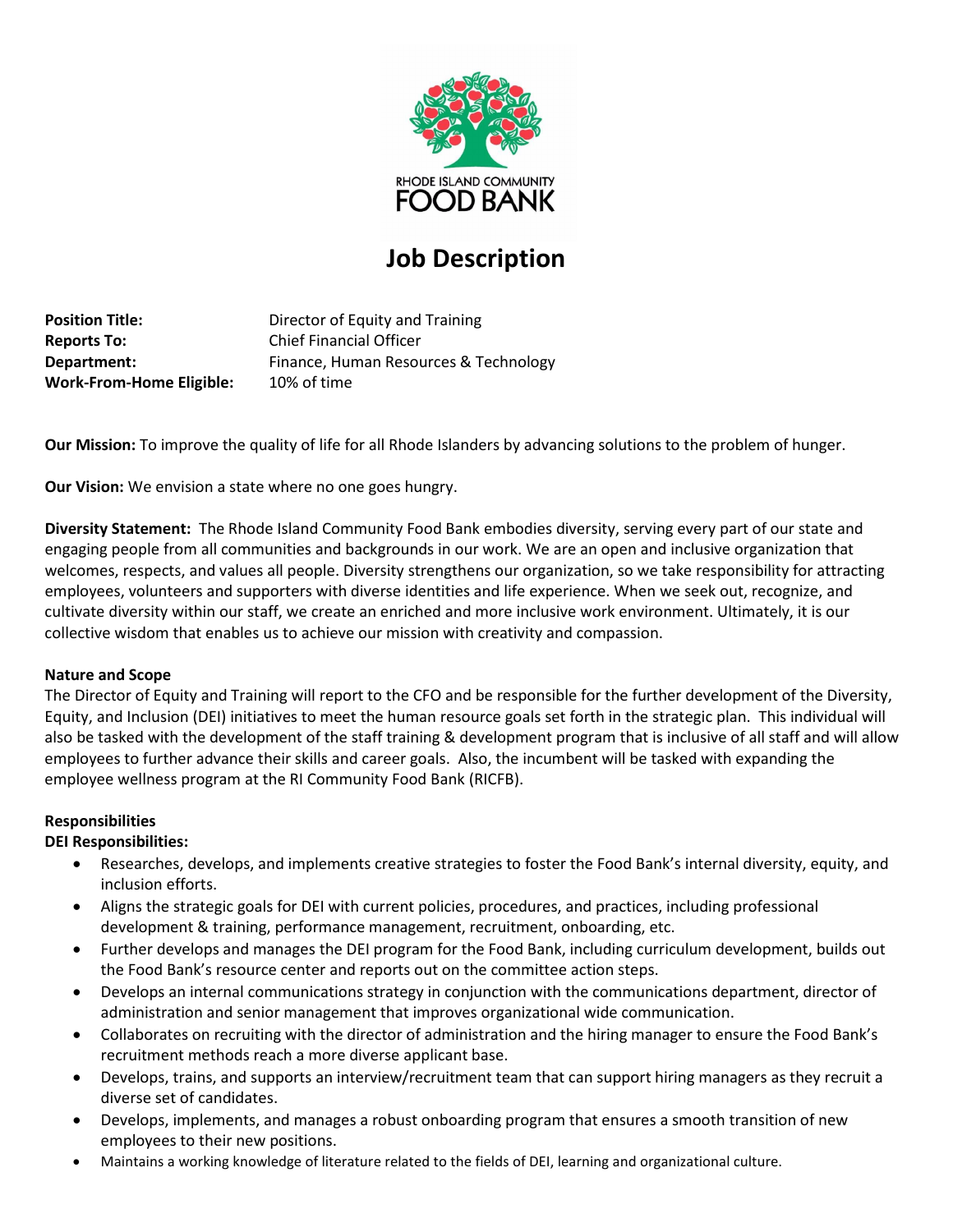RHODE ISLAND COMMUNITY
FOOD BANK

# Job Description

**Position Title:** Director of Equity and Training
**Reports To:** Chief Financial Officer
**Department:** Finance, Human Resources & Technology
**Work-From-Home Eligible:** 10% of time

**Our Mission:** To improve the quality of life for all Rhode Islanders by advancing solutions to the problem of hunger.

**Our Vision:** We envision a state where no one goes hungry.

**Diversity Statement:** The Rhode Island Community Food Bank embodies diversity, serving every part of our state and engaging people from all communities and backgrounds in our work. We are an open and inclusive organization that welcomes, respects, and values all people. Diversity strengthens our organization, so we take responsibility for attracting employees, volunteers and supporters with diverse identities and life experience. When we seek out, recognize, and cultivate diversity within our staff, we create an enriched and more inclusive work environment. Ultimately, it is our collective wisdom that enables us to achieve our mission with creativity and compassion.

**Nature and Scope**

The Director of Equity and Training will report to the CFO and be responsible for the further development of the Diversity, Equity, and Inclusion (DEI) initiatives to meet the human resource goals set forth in the strategic plan. This individual will also be tasked with the development of the staff training & development program that is inclusive of all staff and will allow employees to further advance their skills and career goals. Also, the incumbent will be tasked with expanding the employee wellness program at the RI Community Food Bank (RICFB).

**Responsibilities**

**DEI Responsibilities:**

- Researches, develops, and implements creative strategies to foster the Food Bank's internal diversity, equity, and inclusion efforts.
- Aligns the strategic goals for DEI with current policies, procedures, and practices, including professional development & training, performance management, recruitment, onboarding, etc.
- Further develops and manages the DEI program for the Food Bank, including curriculum development, builds out the Food Bank's resource center and reports out on the committee action steps.
- Develops an internal communications strategy in conjunction with the communications department, director of administration and senior management that improves organizational wide communication.
- Collaborates on recruiting with the director of administration and the hiring manager to ensure the Food Bank's recruitment methods reach a more diverse applicant base.
- Develops, trains, and supports an interview/recruitment team that can support hiring managers as they recruit a diverse set of candidates.
- Develops, implements, and manages a robust onboarding program that ensures a smooth transition of new employees to their new positions.
- Maintains a working knowledge of literature related to the fields of DEI, learning and organizational culture.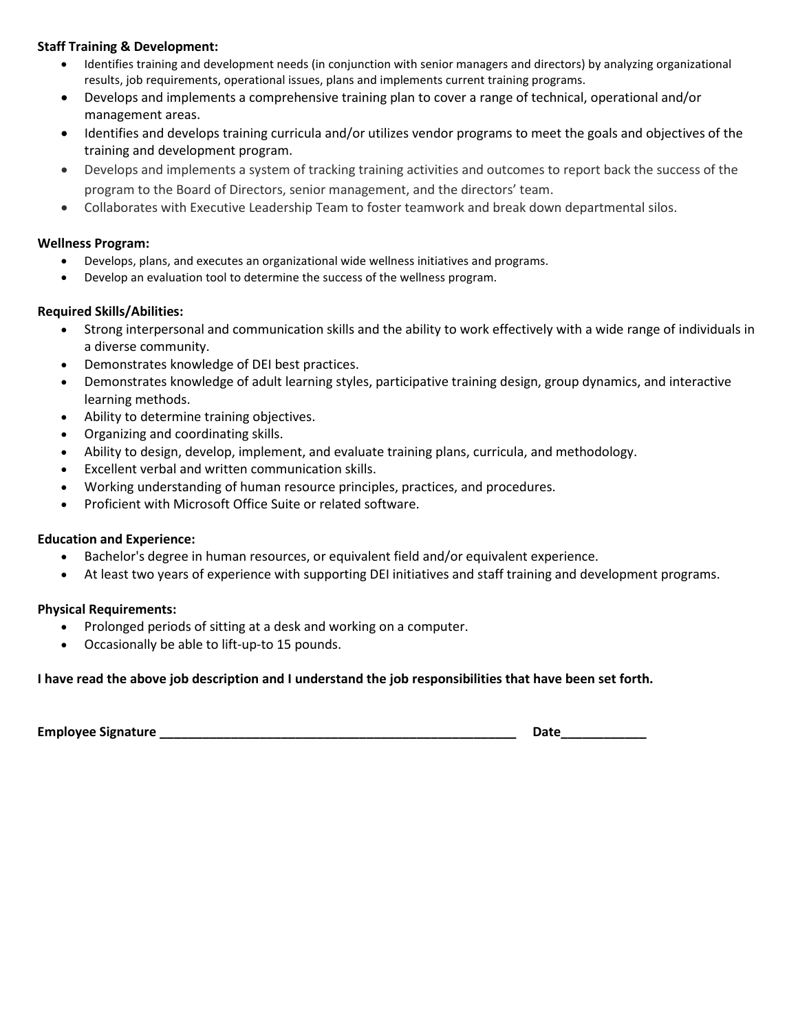**Staff Training & Development:**

- Identifies training and development needs (in conjunction with senior managers and directors) by analyzing organizational results, job requirements, operational issues, plans and implements current training programs.
- Develops and implements a comprehensive training plan to cover a range of technical, operational and/or management areas.
- Identifies and develops training curricula and/or utilizes vendor programs to meet the goals and objectives of the training and development program.
- Develops and implements a system of tracking training activities and outcomes to report back the success of the program to the Board of Directors, senior management, and the directors' team.
- Collaborates with Executive Leadership Team to foster teamwork and break down departmental silos.

**Wellness Program:**

- Develops, plans, and executes an organizational wide wellness initiatives and programs.
- Develop an evaluation tool to determine the success of the wellness program.

**Required Skills/Abilities:**

- Strong interpersonal and communication skills and the ability to work effectively with a wide range of individuals in a diverse community.
- Demonstrates knowledge of DEI best practices.
- Demonstrates knowledge of adult learning styles, participative training design, group dynamics, and interactive learning methods.
- Ability to determine training objectives.
- Organizing and coordinating skills.
- Ability to design, develop, implement, and evaluate training plans, curricula, and methodology.
- Excellent verbal and written communication skills.
- Working understanding of human resource principles, practices, and procedures.
- Proficient with Microsoft Office Suite or related software.

**Education and Experience:**

- Bachelor's degree in human resources, or equivalent field and/or equivalent experience.
- At least two years of experience with supporting DEI initiatives and staff training and development programs.

**Physical Requirements:**

- Prolonged periods of sitting at a desk and working on a computer.
- Occasionally be able to lift-up-to 15 pounds.

**I have read the above job description and I understand the job responsibilities that have been set forth.**

**Employee Signature \_\_\_\_\_\_\_\_\_\_\_\_\_\_\_\_\_\_\_\_\_\_\_\_\_\_\_\_\_\_\_\_\_\_\_\_\_\_\_\_\_\_\_\_\_\_\_\_\_\_ Date\_\_\_\_\_\_\_\_\_\_\_\_**